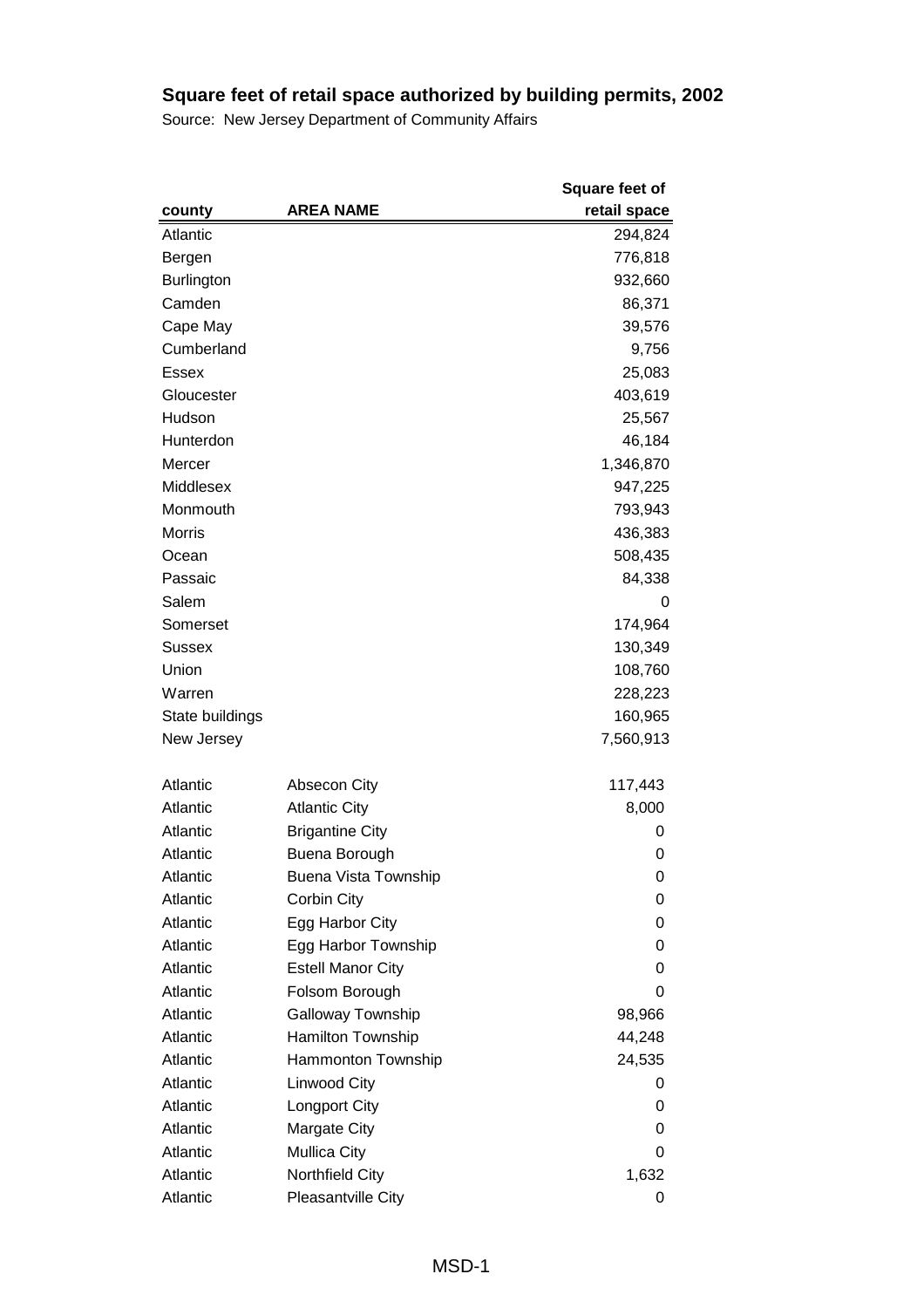# Square feet of retail space authorized by building permits, 2002

Source: New Jersey Department of Community Affairs

| county | AREA NAME | Square feet of retail space |
|---|---|---|
| Atlantic | | 294,824 |
| Bergen | | 776,818 |
| Burlington | | 932,660 |
| Camden | | 86,371 |
| Cape May | | 39,576 |
| Cumberland | | 9,756 |
| Essex | | 25,083 |
| Gloucester | | 403,619 |
| Hudson | | 25,567 |
| Hunterdon | | 46,184 |
| Mercer | | 1,346,870 |
| Middlesex | | 947,225 |
| Monmouth | | 793,943 |
| Morris | | 436,383 |
| Ocean | | 508,435 |
| Passaic | | 84,338 |
| Salem | | 0 |
| Somerset | | 174,964 |
| Sussex | | 130,349 |
| Union | | 108,760 |
| Warren | | 228,223 |
| State buildings | | 160,965 |
| New Jersey | | 7,560,913 |
| | | |
| Atlantic | Absecon City | 117,443 |
| Atlantic | Atlantic City | 8,000 |
| Atlantic | Brigantine City | 0 |
| Atlantic | Buena Borough | 0 |
| Atlantic | Buena Vista Township | 0 |
| Atlantic | Corbin City | 0 |
| Atlantic | Egg Harbor City | 0 |
| Atlantic | Egg Harbor Township | 0 |
| Atlantic | Estell Manor City | 0 |
| Atlantic | Folsom Borough | 0 |
| Atlantic | Galloway Township | 98,966 |
| Atlantic | Hamilton Township | 44,248 |
| Atlantic | Hammonton Township | 24,535 |
| Atlantic | Linwood City | 0 |
| Atlantic | Longport City | 0 |
| Atlantic | Margate City | 0 |
| Atlantic | Mullica City | 0 |
| Atlantic | Northfield City | 1,632 |
| Atlantic | Pleasantville City | 0 |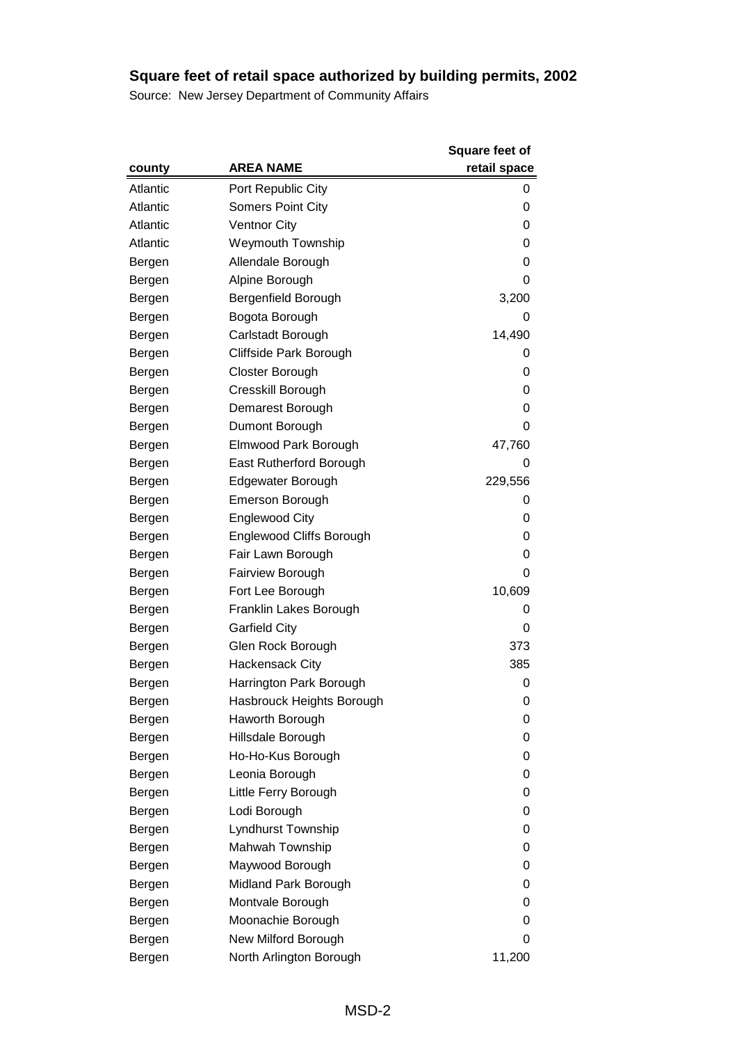# Square feet of retail space authorized by building permits, 2002

Source: New Jersey Department of Community Affairs

| county | AREA NAME | Square feet of retail space |
|---|---|---|
| Atlantic | Port Republic City | 0 |
| Atlantic | Somers Point City | 0 |
| Atlantic | Ventnor City | 0 |
| Atlantic | Weymouth Township | 0 |
| Bergen | Allendale Borough | 0 |
| Bergen | Alpine Borough | 0 |
| Bergen | Bergenfield Borough | 3,200 |
| Bergen | Bogota Borough | 0 |
| Bergen | Carlstadt Borough | 14,490 |
| Bergen | Cliffside Park Borough | 0 |
| Bergen | Closter Borough | 0 |
| Bergen | Cresskill Borough | 0 |
| Bergen | Demarest Borough | 0 |
| Bergen | Dumont Borough | 0 |
| Bergen | Elmwood Park Borough | 47,760 |
| Bergen | East Rutherford Borough | 0 |
| Bergen | Edgewater Borough | 229,556 |
| Bergen | Emerson Borough | 0 |
| Bergen | Englewood City | 0 |
| Bergen | Englewood Cliffs Borough | 0 |
| Bergen | Fair Lawn Borough | 0 |
| Bergen | Fairview Borough | 0 |
| Bergen | Fort Lee Borough | 10,609 |
| Bergen | Franklin Lakes Borough | 0 |
| Bergen | Garfield City | 0 |
| Bergen | Glen Rock Borough | 373 |
| Bergen | Hackensack City | 385 |
| Bergen | Harrington Park Borough | 0 |
| Bergen | Hasbrouck Heights Borough | 0 |
| Bergen | Haworth Borough | 0 |
| Bergen | Hillsdale Borough | 0 |
| Bergen | Ho-Ho-Kus Borough | 0 |
| Bergen | Leonia Borough | 0 |
| Bergen | Little Ferry Borough | 0 |
| Bergen | Lodi Borough | 0 |
| Bergen | Lyndhurst Township | 0 |
| Bergen | Mahwah Township | 0 |
| Bergen | Maywood Borough | 0 |
| Bergen | Midland Park Borough | 0 |
| Bergen | Montvale Borough | 0 |
| Bergen | Moonachie Borough | 0 |
| Bergen | New Milford Borough | 0 |
| Bergen | North Arlington Borough | 11,200 |

MSD-2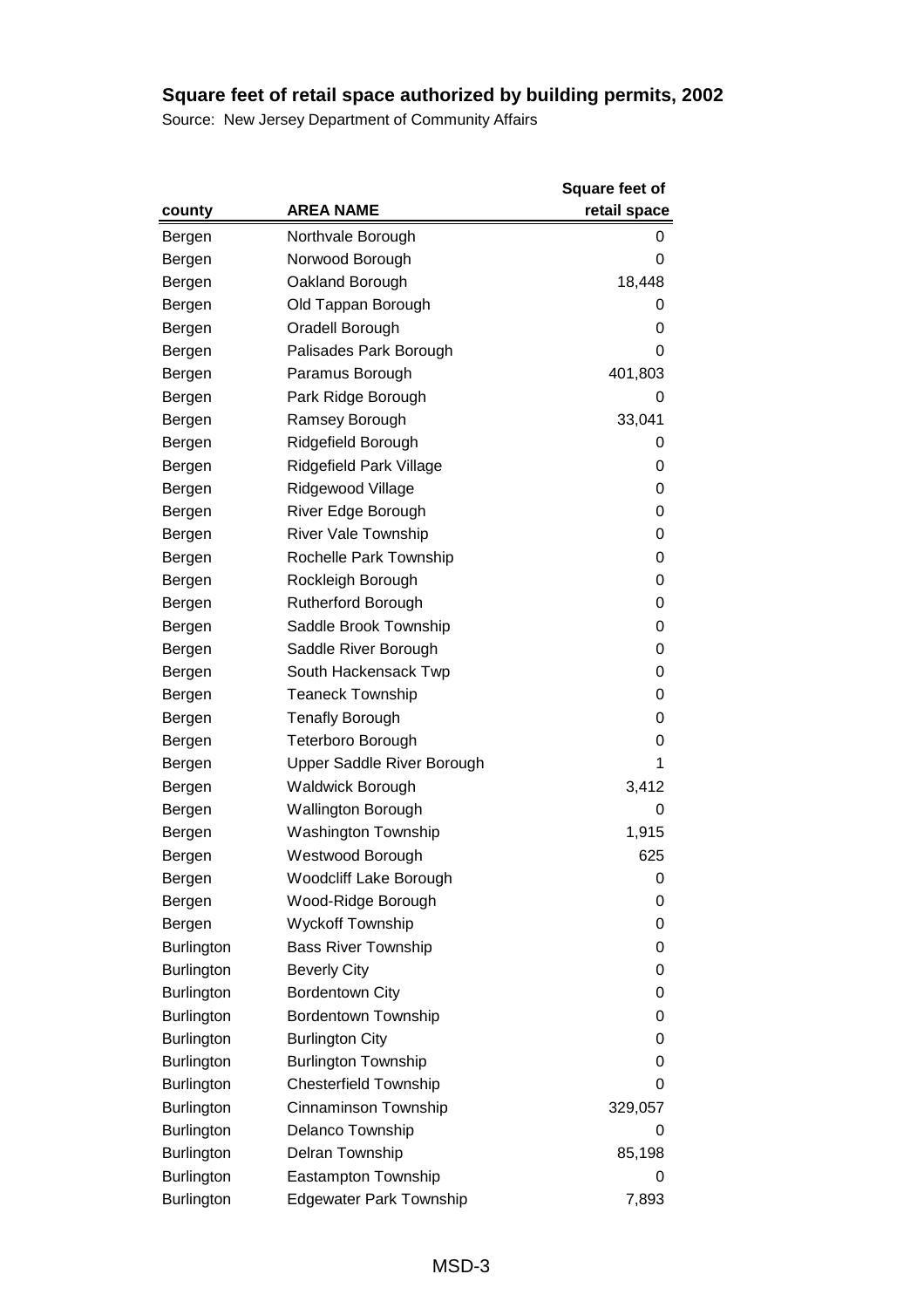## Square feet of retail space authorized by building permits, 2002

Source: New Jersey Department of Community Affairs

| county | AREA NAME | Square feet of retail space |
|---|---|---|
| Bergen | Northvale Borough | 0 |
| Bergen | Norwood Borough | 0 |
| Bergen | Oakland Borough | 18,448 |
| Bergen | Old Tappan Borough | 0 |
| Bergen | Oradell Borough | 0 |
| Bergen | Palisades Park Borough | 0 |
| Bergen | Paramus Borough | 401,803 |
| Bergen | Park Ridge Borough | 0 |
| Bergen | Ramsey Borough | 33,041 |
| Bergen | Ridgefield Borough | 0 |
| Bergen | Ridgefield Park Village | 0 |
| Bergen | Ridgewood Village | 0 |
| Bergen | River Edge Borough | 0 |
| Bergen | River Vale Township | 0 |
| Bergen | Rochelle Park Township | 0 |
| Bergen | Rockleigh Borough | 0 |
| Bergen | Rutherford Borough | 0 |
| Bergen | Saddle Brook Township | 0 |
| Bergen | Saddle River Borough | 0 |
| Bergen | South Hackensack Twp | 0 |
| Bergen | Teaneck Township | 0 |
| Bergen | Tenafly Borough | 0 |
| Bergen | Teterboro Borough | 0 |
| Bergen | Upper Saddle River Borough | 1 |
| Bergen | Waldwick Borough | 3,412 |
| Bergen | Wallington Borough | 0 |
| Bergen | Washington Township | 1,915 |
| Bergen | Westwood Borough | 625 |
| Bergen | Woodcliff Lake Borough | 0 |
| Bergen | Wood-Ridge Borough | 0 |
| Bergen | Wyckoff Township | 0 |
| Burlington | Bass River Township | 0 |
| Burlington | Beverly City | 0 |
| Burlington | Bordentown City | 0 |
| Burlington | Bordentown Township | 0 |
| Burlington | Burlington City | 0 |
| Burlington | Burlington Township | 0 |
| Burlington | Chesterfield Township | 0 |
| Burlington | Cinnaminson Township | 329,057 |
| Burlington | Delanco Township | 0 |
| Burlington | Delran Township | 85,198 |
| Burlington | Eastampton Township | 0 |
| Burlington | Edgewater Park Township | 7,893 |

MSD-3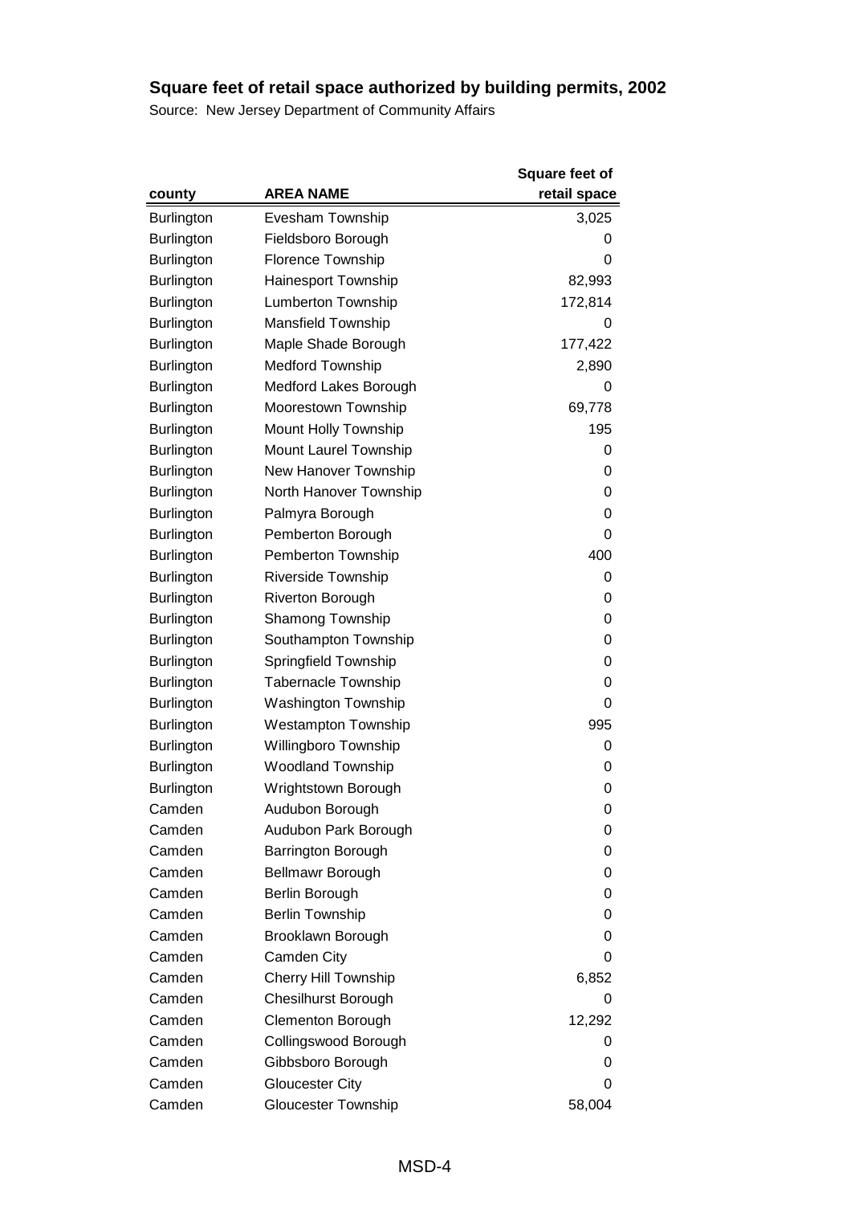## Square feet of retail space authorized by building permits, 2002

Source: New Jersey Department of Community Affairs

| county | AREA NAME | Square feet of retail space |
|---|---|---|
| Burlington | Evesham Township | 3,025 |
| Burlington | Fieldsboro Borough | 0 |
| Burlington | Florence Township | 0 |
| Burlington | Hainesport Township | 82,993 |
| Burlington | Lumberton Township | 172,814 |
| Burlington | Mansfield Township | 0 |
| Burlington | Maple Shade Borough | 177,422 |
| Burlington | Medford Township | 2,890 |
| Burlington | Medford Lakes Borough | 0 |
| Burlington | Moorestown Township | 69,778 |
| Burlington | Mount Holly Township | 195 |
| Burlington | Mount Laurel Township | 0 |
| Burlington | New Hanover Township | 0 |
| Burlington | North Hanover Township | 0 |
| Burlington | Palmyra Borough | 0 |
| Burlington | Pemberton Borough | 0 |
| Burlington | Pemberton Township | 400 |
| Burlington | Riverside Township | 0 |
| Burlington | Riverton Borough | 0 |
| Burlington | Shamong Township | 0 |
| Burlington | Southampton Township | 0 |
| Burlington | Springfield Township | 0 |
| Burlington | Tabernacle Township | 0 |
| Burlington | Washington Township | 0 |
| Burlington | Westampton Township | 995 |
| Burlington | Willingboro Township | 0 |
| Burlington | Woodland Township | 0 |
| Burlington | Wrightstown Borough | 0 |
| Camden | Audubon Borough | 0 |
| Camden | Audubon Park Borough | 0 |
| Camden | Barrington Borough | 0 |
| Camden | Bellmawr Borough | 0 |
| Camden | Berlin Borough | 0 |
| Camden | Berlin Township | 0 |
| Camden | Brooklawn Borough | 0 |
| Camden | Camden City | 0 |
| Camden | Cherry Hill Township | 6,852 |
| Camden | Chesilhurst Borough | 0 |
| Camden | Clementon Borough | 12,292 |
| Camden | Collingswood Borough | 0 |
| Camden | Gibbsboro Borough | 0 |
| Camden | Gloucester City | 0 |
| Camden | Gloucester Township | 58,004 |

MSD-4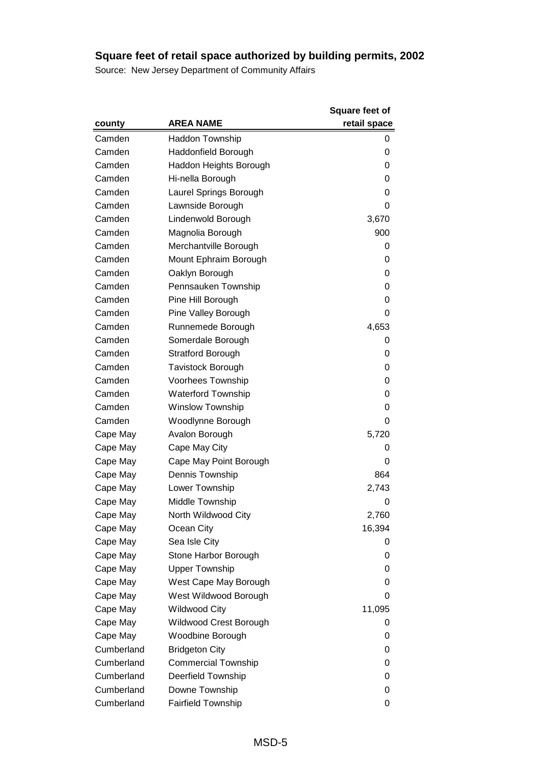# Square feet of retail space authorized by building permits, 2002

Source: New Jersey Department of Community Affairs

| county | AREA NAME | Square feet of retail space |
|---|---|---|
| Camden | Haddon Township | 0 |
| Camden | Haddonfield Borough | 0 |
| Camden | Haddon Heights Borough | 0 |
| Camden | Hi-nella Borough | 0 |
| Camden | Laurel Springs Borough | 0 |
| Camden | Lawnside Borough | 0 |
| Camden | Lindenwold Borough | 3,670 |
| Camden | Magnolia Borough | 900 |
| Camden | Merchantville Borough | 0 |
| Camden | Mount Ephraim Borough | 0 |
| Camden | Oaklyn Borough | 0 |
| Camden | Pennsauken Township | 0 |
| Camden | Pine Hill Borough | 0 |
| Camden | Pine Valley Borough | 0 |
| Camden | Runnemede Borough | 4,653 |
| Camden | Somerdale Borough | 0 |
| Camden | Stratford Borough | 0 |
| Camden | Tavistock Borough | 0 |
| Camden | Voorhees Township | 0 |
| Camden | Waterford Township | 0 |
| Camden | Winslow Township | 0 |
| Camden | Woodlynne Borough | 0 |
| Cape May | Avalon Borough | 5,720 |
| Cape May | Cape May City | 0 |
| Cape May | Cape May Point Borough | 0 |
| Cape May | Dennis Township | 864 |
| Cape May | Lower Township | 2,743 |
| Cape May | Middle Township | 0 |
| Cape May | North Wildwood City | 2,760 |
| Cape May | Ocean City | 16,394 |
| Cape May | Sea Isle City | 0 |
| Cape May | Stone Harbor Borough | 0 |
| Cape May | Upper Township | 0 |
| Cape May | West Cape May Borough | 0 |
| Cape May | West Wildwood Borough | 0 |
| Cape May | Wildwood City | 11,095 |
| Cape May | Wildwood Crest Borough | 0 |
| Cape May | Woodbine Borough | 0 |
| Cumberland | Bridgeton City | 0 |
| Cumberland | Commercial Township | 0 |
| Cumberland | Deerfield Township | 0 |
| Cumberland | Downe Township | 0 |
| Cumberland | Fairfield Township | 0 |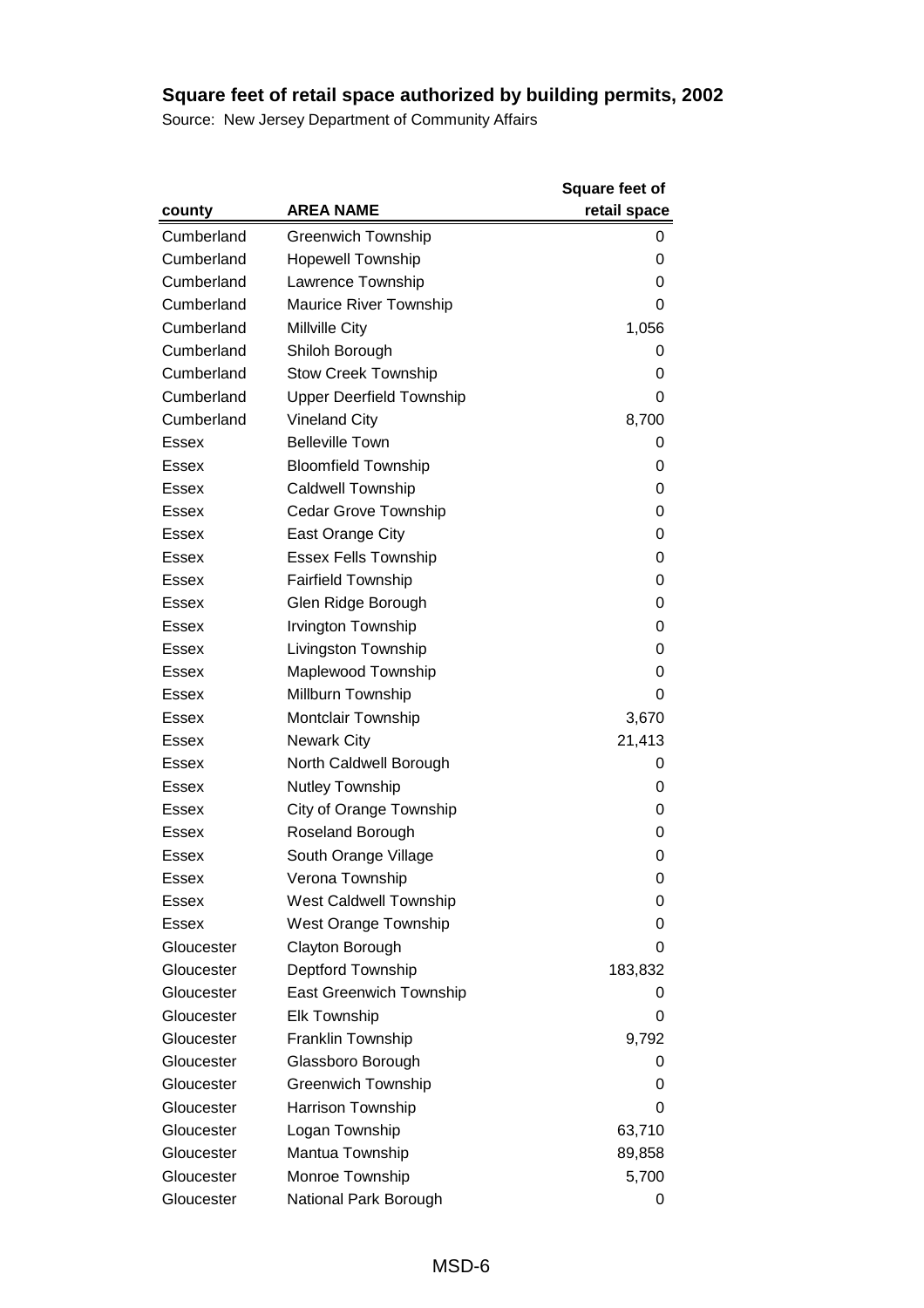# Square feet of retail space authorized by building permits, 2002

Source: New Jersey Department of Community Affairs

| county | AREA NAME | Square feet of retail space |
|---|---|---|
| Cumberland | Greenwich Township | 0 |
| Cumberland | Hopewell Township | 0 |
| Cumberland | Lawrence Township | 0 |
| Cumberland | Maurice River Township | 0 |
| Cumberland | Millville City | 1,056 |
| Cumberland | Shiloh Borough | 0 |
| Cumberland | Stow Creek Township | 0 |
| Cumberland | Upper Deerfield Township | 0 |
| Cumberland | Vineland City | 8,700 |
| Essex | Belleville Town | 0 |
| Essex | Bloomfield Township | 0 |
| Essex | Caldwell Township | 0 |
| Essex | Cedar Grove Township | 0 |
| Essex | East Orange City | 0 |
| Essex | Essex Fells Township | 0 |
| Essex | Fairfield Township | 0 |
| Essex | Glen Ridge Borough | 0 |
| Essex | Irvington Township | 0 |
| Essex | Livingston Township | 0 |
| Essex | Maplewood Township | 0 |
| Essex | Millburn Township | 0 |
| Essex | Montclair Township | 3,670 |
| Essex | Newark City | 21,413 |
| Essex | North Caldwell Borough | 0 |
| Essex | Nutley Township | 0 |
| Essex | City of Orange Township | 0 |
| Essex | Roseland Borough | 0 |
| Essex | South Orange Village | 0 |
| Essex | Verona Township | 0 |
| Essex | West Caldwell Township | 0 |
| Essex | West Orange Township | 0 |
| Gloucester | Clayton Borough | 0 |
| Gloucester | Deptford Township | 183,832 |
| Gloucester | East Greenwich Township | 0 |
| Gloucester | Elk Township | 0 |
| Gloucester | Franklin Township | 9,792 |
| Gloucester | Glassboro Borough | 0 |
| Gloucester | Greenwich Township | 0 |
| Gloucester | Harrison Township | 0 |
| Gloucester | Logan Township | 63,710 |
| Gloucester | Mantua Township | 89,858 |
| Gloucester | Monroe Township | 5,700 |
| Gloucester | National Park Borough | 0 |

MSD-6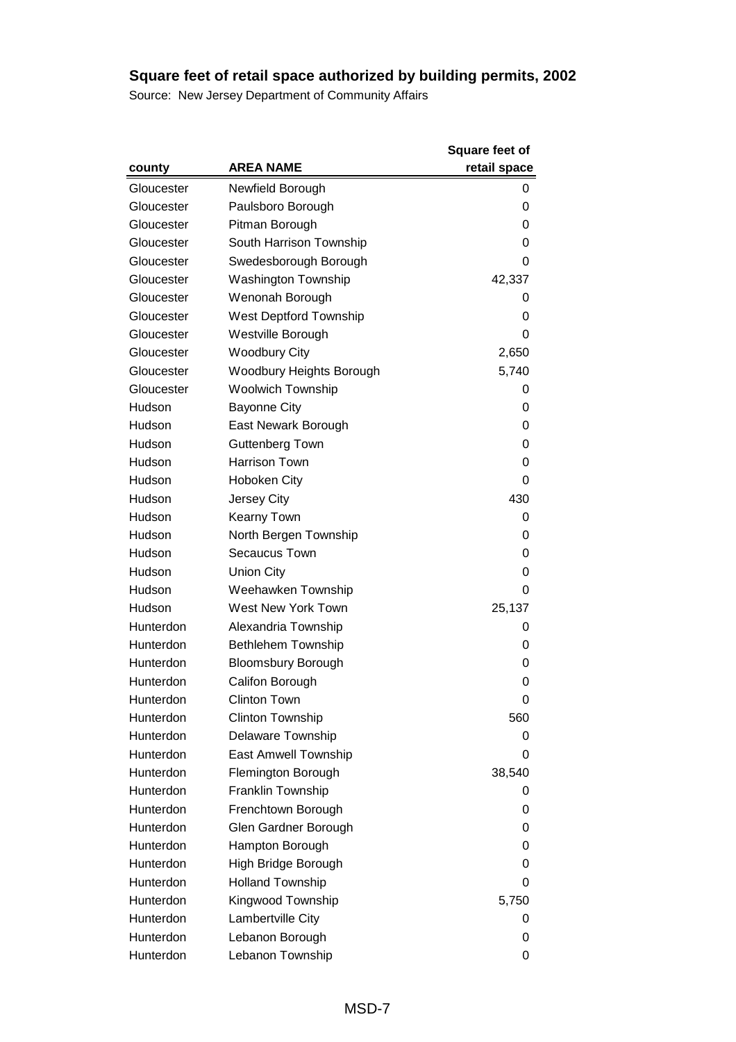## Square feet of retail space authorized by building permits, 2002

Source: New Jersey Department of Community Affairs

| county | AREA NAME | Square feet of retail space |
|---|---|---|
| Gloucester | Newfield Borough | 0 |
| Gloucester | Paulsboro Borough | 0 |
| Gloucester | Pitman Borough | 0 |
| Gloucester | South Harrison Township | 0 |
| Gloucester | Swedesborough Borough | 0 |
| Gloucester | Washington Township | 42,337 |
| Gloucester | Wenonah Borough | 0 |
| Gloucester | West Deptford Township | 0 |
| Gloucester | Westville Borough | 0 |
| Gloucester | Woodbury City | 2,650 |
| Gloucester | Woodbury Heights Borough | 5,740 |
| Gloucester | Woolwich Township | 0 |
| Hudson | Bayonne City | 0 |
| Hudson | East Newark Borough | 0 |
| Hudson | Guttenberg Town | 0 |
| Hudson | Harrison Town | 0 |
| Hudson | Hoboken City | 0 |
| Hudson | Jersey City | 430 |
| Hudson | Kearny Town | 0 |
| Hudson | North Bergen Township | 0 |
| Hudson | Secaucus Town | 0 |
| Hudson | Union City | 0 |
| Hudson | Weehawken Township | 0 |
| Hudson | West New York Town | 25,137 |
| Hunterdon | Alexandria Township | 0 |
| Hunterdon | Bethlehem Township | 0 |
| Hunterdon | Bloomsbury Borough | 0 |
| Hunterdon | Califon Borough | 0 |
| Hunterdon | Clinton Town | 0 |
| Hunterdon | Clinton Township | 560 |
| Hunterdon | Delaware Township | 0 |
| Hunterdon | East Amwell Township | 0 |
| Hunterdon | Flemington Borough | 38,540 |
| Hunterdon | Franklin Township | 0 |
| Hunterdon | Frenchtown Borough | 0 |
| Hunterdon | Glen Gardner Borough | 0 |
| Hunterdon | Hampton Borough | 0 |
| Hunterdon | High Bridge Borough | 0 |
| Hunterdon | Holland Township | 0 |
| Hunterdon | Kingwood Township | 5,750 |
| Hunterdon | Lambertville City | 0 |
| Hunterdon | Lebanon Borough | 0 |
| Hunterdon | Lebanon Township | 0 |

MSD-7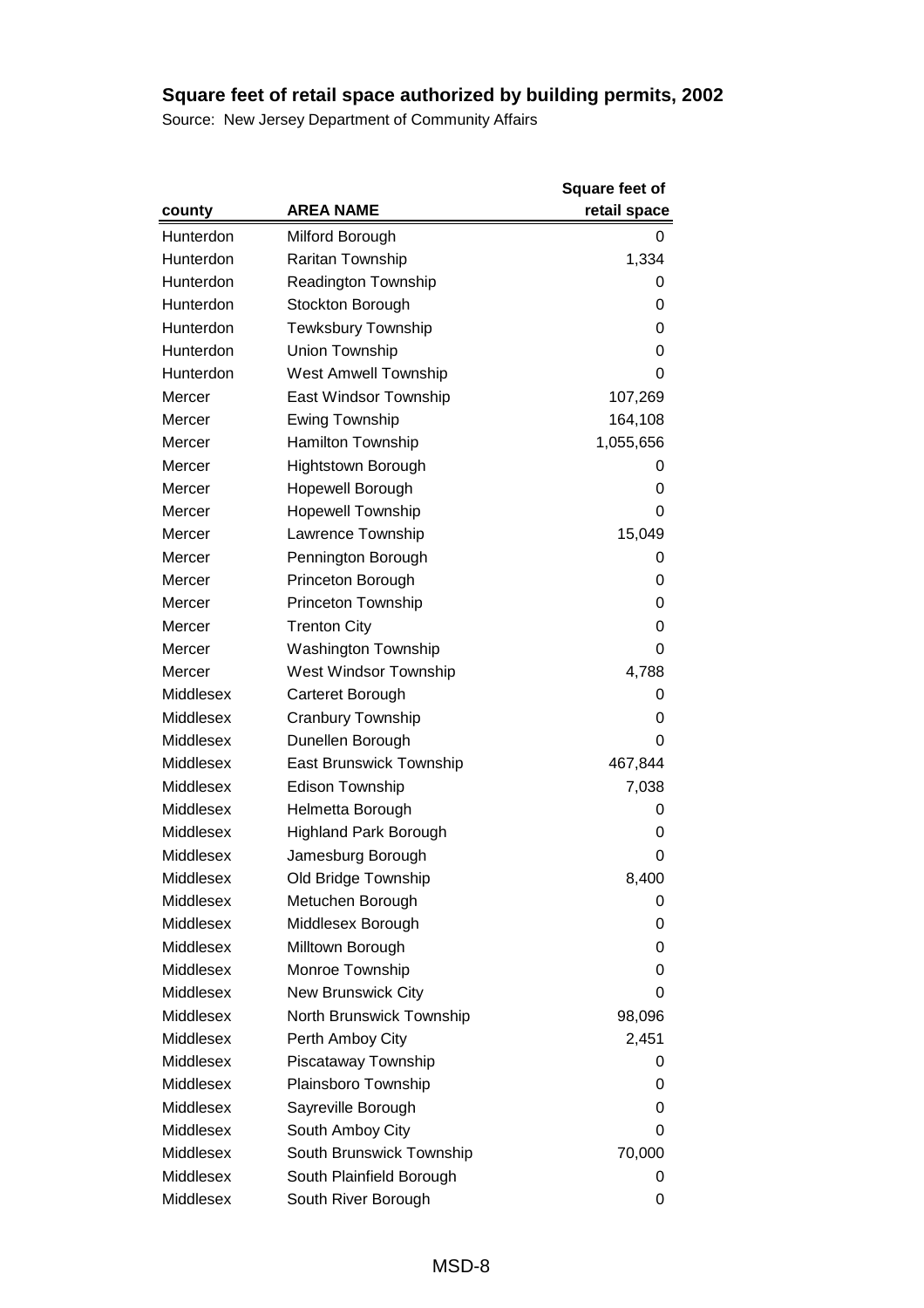## Square feet of retail space authorized by building permits, 2002

Source: New Jersey Department of Community Affairs

| county | AREA NAME | Square feet of retail space |
|---|---|---|
| Hunterdon | Milford Borough | 0 |
| Hunterdon | Raritan Township | 1,334 |
| Hunterdon | Readington Township | 0 |
| Hunterdon | Stockton Borough | 0 |
| Hunterdon | Tewksbury Township | 0 |
| Hunterdon | Union Township | 0 |
| Hunterdon | West Amwell Township | 0 |
| Mercer | East Windsor Township | 107,269 |
| Mercer | Ewing Township | 164,108 |
| Mercer | Hamilton Township | 1,055,656 |
| Mercer | Hightstown Borough | 0 |
| Mercer | Hopewell Borough | 0 |
| Mercer | Hopewell Township | 0 |
| Mercer | Lawrence Township | 15,049 |
| Mercer | Pennington Borough | 0 |
| Mercer | Princeton Borough | 0 |
| Mercer | Princeton Township | 0 |
| Mercer | Trenton City | 0 |
| Mercer | Washington Township | 0 |
| Mercer | West Windsor Township | 4,788 |
| Middlesex | Carteret Borough | 0 |
| Middlesex | Cranbury Township | 0 |
| Middlesex | Dunellen Borough | 0 |
| Middlesex | East Brunswick Township | 467,844 |
| Middlesex | Edison Township | 7,038 |
| Middlesex | Helmetta Borough | 0 |
| Middlesex | Highland Park Borough | 0 |
| Middlesex | Jamesburg Borough | 0 |
| Middlesex | Old Bridge Township | 8,400 |
| Middlesex | Metuchen Borough | 0 |
| Middlesex | Middlesex Borough | 0 |
| Middlesex | Milltown Borough | 0 |
| Middlesex | Monroe Township | 0 |
| Middlesex | New Brunswick City | 0 |
| Middlesex | North Brunswick Township | 98,096 |
| Middlesex | Perth Amboy City | 2,451 |
| Middlesex | Piscataway Township | 0 |
| Middlesex | Plainsboro Township | 0 |
| Middlesex | Sayreville Borough | 0 |
| Middlesex | South Amboy City | 0 |
| Middlesex | South Brunswick Township | 70,000 |
| Middlesex | South Plainfield Borough | 0 |
| Middlesex | South River Borough | 0 |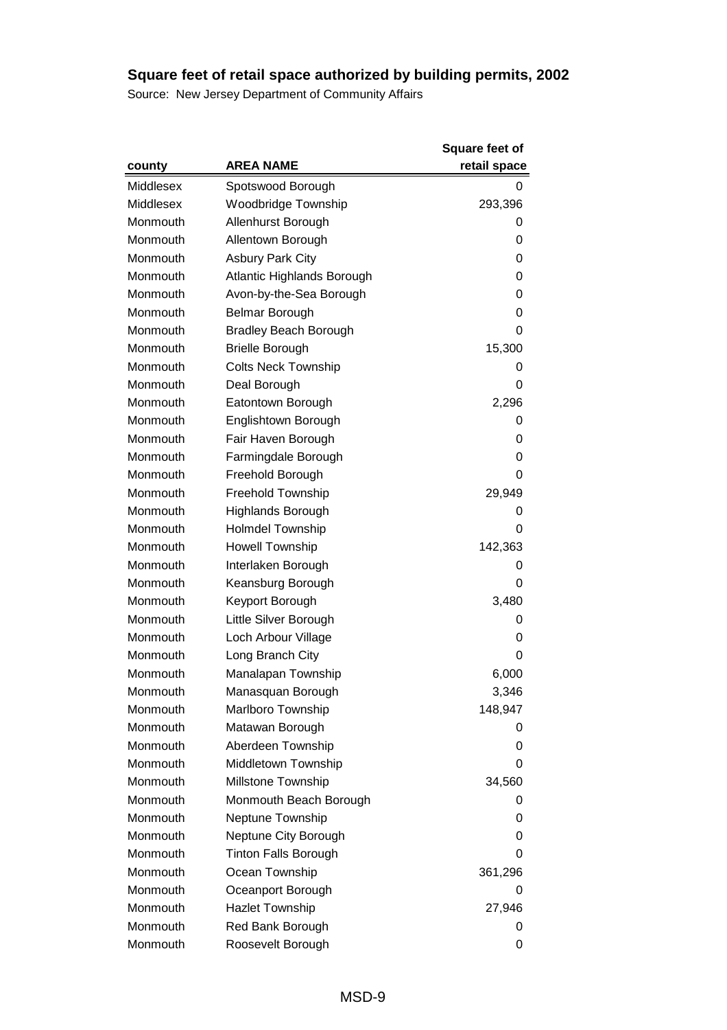## Square feet of retail space authorized by building permits, 2002

Source: New Jersey Department of Community Affairs

| county | AREA NAME | Square feet of retail space |
|---|---|---|
| Middlesex | Spotswood Borough | 0 |
| Middlesex | Woodbridge Township | 293,396 |
| Monmouth | Allenhurst Borough | 0 |
| Monmouth | Allentown Borough | 0 |
| Monmouth | Asbury Park City | 0 |
| Monmouth | Atlantic Highlands Borough | 0 |
| Monmouth | Avon-by-the-Sea Borough | 0 |
| Monmouth | Belmar Borough | 0 |
| Monmouth | Bradley Beach Borough | 0 |
| Monmouth | Brielle Borough | 15,300 |
| Monmouth | Colts Neck Township | 0 |
| Monmouth | Deal Borough | 0 |
| Monmouth | Eatontown Borough | 2,296 |
| Monmouth | Englishtown Borough | 0 |
| Monmouth | Fair Haven Borough | 0 |
| Monmouth | Farmingdale Borough | 0 |
| Monmouth | Freehold Borough | 0 |
| Monmouth | Freehold Township | 29,949 |
| Monmouth | Highlands Borough | 0 |
| Monmouth | Holmdel Township | 0 |
| Monmouth | Howell Township | 142,363 |
| Monmouth | Interlaken Borough | 0 |
| Monmouth | Keansburg Borough | 0 |
| Monmouth | Keyport Borough | 3,480 |
| Monmouth | Little Silver Borough | 0 |
| Monmouth | Loch Arbour Village | 0 |
| Monmouth | Long Branch City | 0 |
| Monmouth | Manalapan Township | 6,000 |
| Monmouth | Manasquan Borough | 3,346 |
| Monmouth | Marlboro Township | 148,947 |
| Monmouth | Matawan Borough | 0 |
| Monmouth | Aberdeen Township | 0 |
| Monmouth | Middletown Township | 0 |
| Monmouth | Millstone Township | 34,560 |
| Monmouth | Monmouth Beach Borough | 0 |
| Monmouth | Neptune Township | 0 |
| Monmouth | Neptune City Borough | 0 |
| Monmouth | Tinton Falls Borough | 0 |
| Monmouth | Ocean Township | 361,296 |
| Monmouth | Oceanport Borough | 0 |
| Monmouth | Hazlet Township | 27,946 |
| Monmouth | Red Bank Borough | 0 |
| Monmouth | Roosevelt Borough | 0 |

MSD-9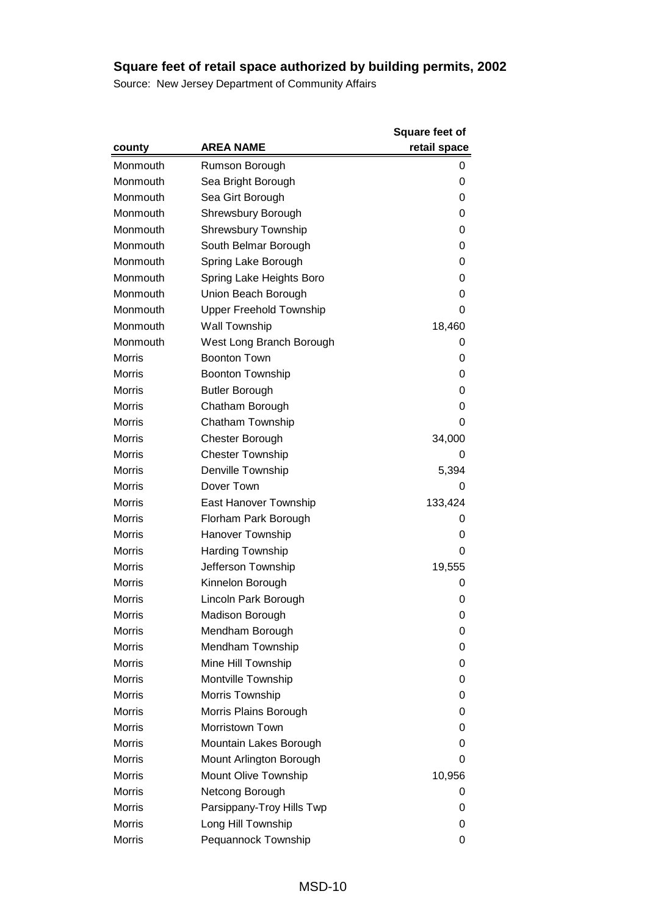# Square feet of retail space authorized by building permits, 2002

Source: New Jersey Department of Community Affairs

| county | AREA NAME | Square feet of retail space |
|---|---|---|
| Monmouth | Rumson Borough | 0 |
| Monmouth | Sea Bright Borough | 0 |
| Monmouth | Sea Girt Borough | 0 |
| Monmouth | Shrewsbury Borough | 0 |
| Monmouth | Shrewsbury Township | 0 |
| Monmouth | South Belmar Borough | 0 |
| Monmouth | Spring Lake Borough | 0 |
| Monmouth | Spring Lake Heights Boro | 0 |
| Monmouth | Union Beach Borough | 0 |
| Monmouth | Upper Freehold Township | 0 |
| Monmouth | Wall Township | 18,460 |
| Monmouth | West Long Branch Borough | 0 |
| Morris | Boonton Town | 0 |
| Morris | Boonton Township | 0 |
| Morris | Butler Borough | 0 |
| Morris | Chatham Borough | 0 |
| Morris | Chatham Township | 0 |
| Morris | Chester Borough | 34,000 |
| Morris | Chester Township | 0 |
| Morris | Denville Township | 5,394 |
| Morris | Dover Town | 0 |
| Morris | East Hanover Township | 133,424 |
| Morris | Florham Park Borough | 0 |
| Morris | Hanover Township | 0 |
| Morris | Harding Township | 0 |
| Morris | Jefferson Township | 19,555 |
| Morris | Kinnelon Borough | 0 |
| Morris | Lincoln Park Borough | 0 |
| Morris | Madison Borough | 0 |
| Morris | Mendham Borough | 0 |
| Morris | Mendham Township | 0 |
| Morris | Mine Hill Township | 0 |
| Morris | Montville Township | 0 |
| Morris | Morris Township | 0 |
| Morris | Morris Plains Borough | 0 |
| Morris | Morristown Town | 0 |
| Morris | Mountain Lakes Borough | 0 |
| Morris | Mount Arlington Borough | 0 |
| Morris | Mount Olive Township | 10,956 |
| Morris | Netcong Borough | 0 |
| Morris | Parsippany-Troy Hills Twp | 0 |
| Morris | Long Hill Township | 0 |
| Morris | Pequannock Township | 0 |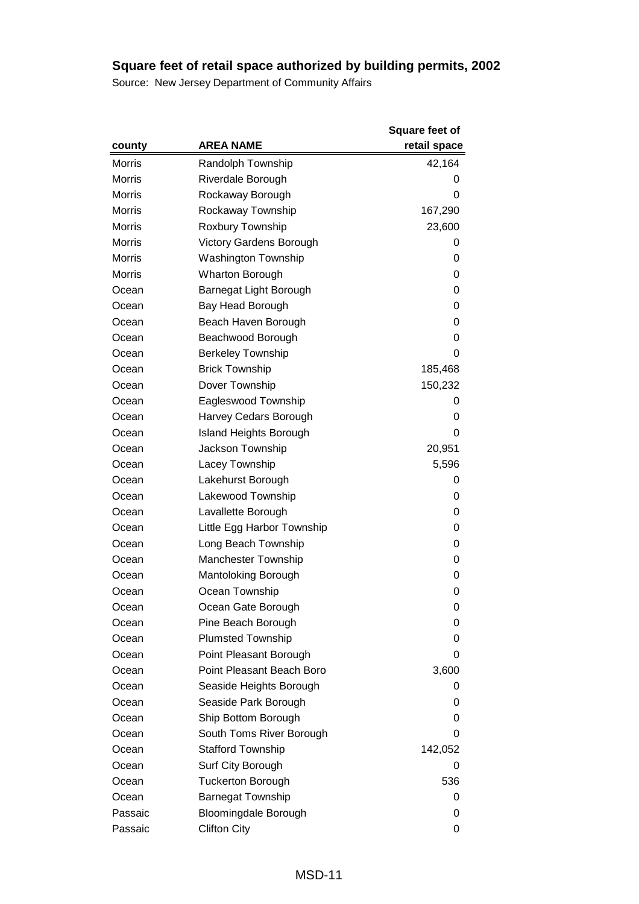# Square feet of retail space authorized by building permits, 2002

Source: New Jersey Department of Community Affairs

| county | AREA NAME | Square feet of retail space |
|---|---|---|
| Morris | Randolph Township | 42,164 |
| Morris | Riverdale Borough | 0 |
| Morris | Rockaway Borough | 0 |
| Morris | Rockaway Township | 167,290 |
| Morris | Roxbury Township | 23,600 |
| Morris | Victory Gardens Borough | 0 |
| Morris | Washington Township | 0 |
| Morris | Wharton Borough | 0 |
| Ocean | Barnegat Light Borough | 0 |
| Ocean | Bay Head Borough | 0 |
| Ocean | Beach Haven Borough | 0 |
| Ocean | Beachwood Borough | 0 |
| Ocean | Berkeley Township | 0 |
| Ocean | Brick Township | 185,468 |
| Ocean | Dover Township | 150,232 |
| Ocean | Eagleswood Township | 0 |
| Ocean | Harvey Cedars Borough | 0 |
| Ocean | Island Heights Borough | 0 |
| Ocean | Jackson Township | 20,951 |
| Ocean | Lacey Township | 5,596 |
| Ocean | Lakehurst Borough | 0 |
| Ocean | Lakewood Township | 0 |
| Ocean | Lavallette Borough | 0 |
| Ocean | Little Egg Harbor Township | 0 |
| Ocean | Long Beach Township | 0 |
| Ocean | Manchester Township | 0 |
| Ocean | Mantoloking Borough | 0 |
| Ocean | Ocean Township | 0 |
| Ocean | Ocean Gate Borough | 0 |
| Ocean | Pine Beach Borough | 0 |
| Ocean | Plumsted Township | 0 |
| Ocean | Point Pleasant Borough | 0 |
| Ocean | Point Pleasant Beach Boro | 3,600 |
| Ocean | Seaside Heights Borough | 0 |
| Ocean | Seaside Park Borough | 0 |
| Ocean | Ship Bottom Borough | 0 |
| Ocean | South Toms River Borough | 0 |
| Ocean | Stafford Township | 142,052 |
| Ocean | Surf City Borough | 0 |
| Ocean | Tuckerton Borough | 536 |
| Ocean | Barnegat Township | 0 |
| Passaic | Bloomingdale Borough | 0 |
| Passaic | Clifton City | 0 |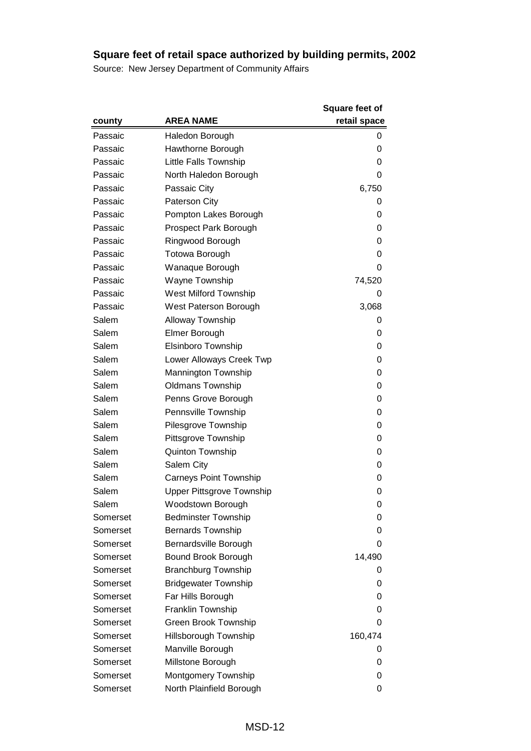## Square feet of retail space authorized by building permits, 2002

Source: New Jersey Department of Community Affairs

| county | AREA NAME | Square feet of retail space |
|---|---|---|
| Passaic | Haledon Borough | 0 |
| Passaic | Hawthorne Borough | 0 |
| Passaic | Little Falls Township | 0 |
| Passaic | North Haledon Borough | 0 |
| Passaic | Passaic City | 6,750 |
| Passaic | Paterson City | 0 |
| Passaic | Pompton Lakes Borough | 0 |
| Passaic | Prospect Park Borough | 0 |
| Passaic | Ringwood Borough | 0 |
| Passaic | Totowa Borough | 0 |
| Passaic | Wanaque Borough | 0 |
| Passaic | Wayne Township | 74,520 |
| Passaic | West Milford Township | 0 |
| Passaic | West Paterson Borough | 3,068 |
| Salem | Alloway Township | 0 |
| Salem | Elmer Borough | 0 |
| Salem | Elsinboro Township | 0 |
| Salem | Lower Alloways Creek Twp | 0 |
| Salem | Mannington Township | 0 |
| Salem | Oldmans Township | 0 |
| Salem | Penns Grove Borough | 0 |
| Salem | Pennsville Township | 0 |
| Salem | Pilesgrove Township | 0 |
| Salem | Pittsgrove Township | 0 |
| Salem | Quinton Township | 0 |
| Salem | Salem City | 0 |
| Salem | Carneys Point Township | 0 |
| Salem | Upper Pittsgrove Township | 0 |
| Salem | Woodstown Borough | 0 |
| Somerset | Bedminster Township | 0 |
| Somerset | Bernards Township | 0 |
| Somerset | Bernardsville Borough | 0 |
| Somerset | Bound Brook Borough | 14,490 |
| Somerset | Branchburg Township | 0 |
| Somerset | Bridgewater Township | 0 |
| Somerset | Far Hills Borough | 0 |
| Somerset | Franklin Township | 0 |
| Somerset | Green Brook Township | 0 |
| Somerset | Hillsborough Township | 160,474 |
| Somerset | Manville Borough | 0 |
| Somerset | Millstone Borough | 0 |
| Somerset | Montgomery Township | 0 |
| Somerset | North Plainfield Borough | 0 |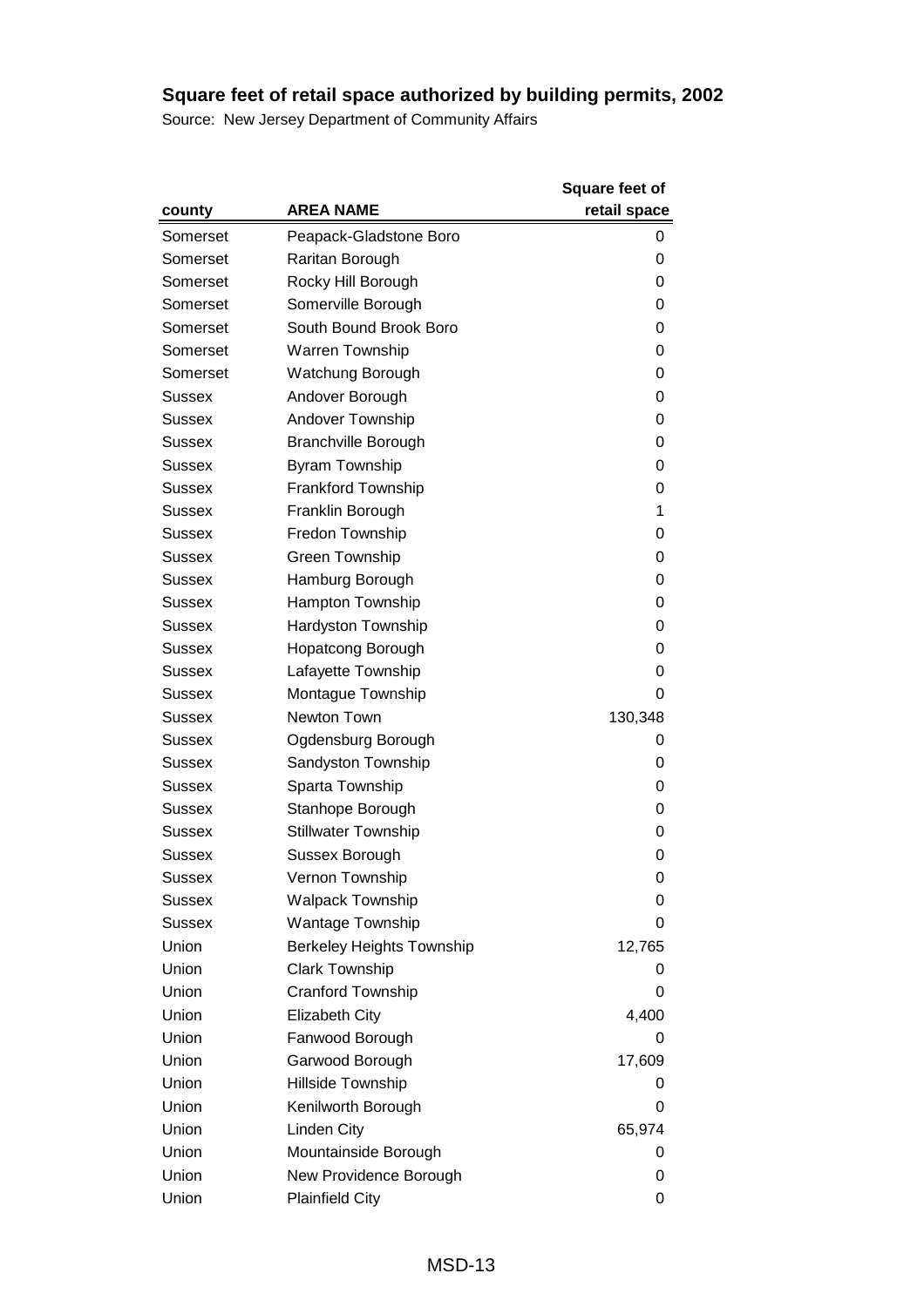# Square feet of retail space authorized by building permits, 2002

Source: New Jersey Department of Community Affairs

| county | AREA NAME | Square feet of retail space |
|---|---|---|
| Somerset | Peapack-Gladstone Boro | 0 |
| Somerset | Raritan Borough | 0 |
| Somerset | Rocky Hill Borough | 0 |
| Somerset | Somerville Borough | 0 |
| Somerset | South Bound Brook Boro | 0 |
| Somerset | Warren Township | 0 |
| Somerset | Watchung Borough | 0 |
| Sussex | Andover Borough | 0 |
| Sussex | Andover Township | 0 |
| Sussex | Branchville Borough | 0 |
| Sussex | Byram Township | 0 |
| Sussex | Frankford Township | 0 |
| Sussex | Franklin Borough | 1 |
| Sussex | Fredon Township | 0 |
| Sussex | Green Township | 0 |
| Sussex | Hamburg Borough | 0 |
| Sussex | Hampton Township | 0 |
| Sussex | Hardyston Township | 0 |
| Sussex | Hopatcong Borough | 0 |
| Sussex | Lafayette Township | 0 |
| Sussex | Montague Township | 0 |
| Sussex | Newton Town | 130,348 |
| Sussex | Ogdensburg Borough | 0 |
| Sussex | Sandyston Township | 0 |
| Sussex | Sparta Township | 0 |
| Sussex | Stanhope Borough | 0 |
| Sussex | Stillwater Township | 0 |
| Sussex | Sussex Borough | 0 |
| Sussex | Vernon Township | 0 |
| Sussex | Walpack Township | 0 |
| Sussex | Wantage Township | 0 |
| Union | Berkeley Heights Township | 12,765 |
| Union | Clark Township | 0 |
| Union | Cranford Township | 0 |
| Union | Elizabeth City | 4,400 |
| Union | Fanwood Borough | 0 |
| Union | Garwood Borough | 17,609 |
| Union | Hillside Township | 0 |
| Union | Kenilworth Borough | 0 |
| Union | Linden City | 65,974 |
| Union | Mountainside Borough | 0 |
| Union | New Providence Borough | 0 |
| Union | Plainfield City | 0 |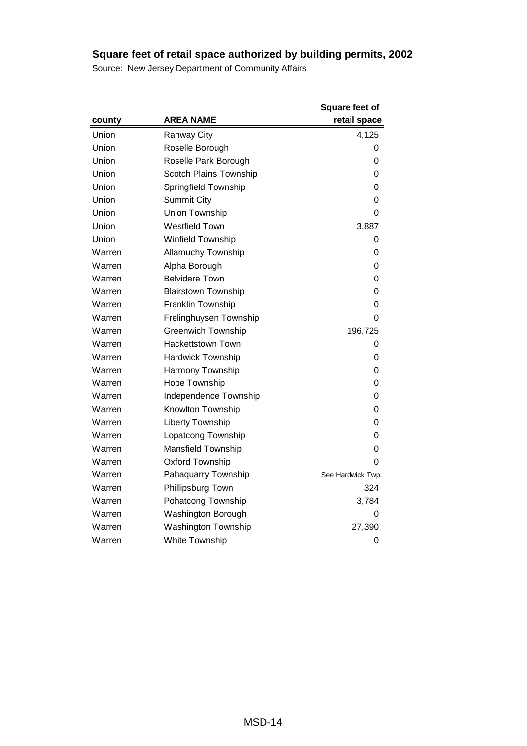# Square feet of retail space authorized by building permits, 2002

Source: New Jersey Department of Community Affairs

| county | AREA NAME | Square feet of retail space |
|---|---|---|
| Union | Rahway City | 4,125 |
| Union | Roselle Borough | 0 |
| Union | Roselle Park Borough | 0 |
| Union | Scotch Plains Township | 0 |
| Union | Springfield Township | 0 |
| Union | Summit City | 0 |
| Union | Union Township | 0 |
| Union | Westfield Town | 3,887 |
| Union | Winfield Township | 0 |
| Warren | Allamuchy Township | 0 |
| Warren | Alpha Borough | 0 |
| Warren | Belvidere Town | 0 |
| Warren | Blairstown Township | 0 |
| Warren | Franklin Township | 0 |
| Warren | Frelinghuysen Township | 0 |
| Warren | Greenwich Township | 196,725 |
| Warren | Hackettstown Town | 0 |
| Warren | Hardwick Township | 0 |
| Warren | Harmony Township | 0 |
| Warren | Hope Township | 0 |
| Warren | Independence Township | 0 |
| Warren | Knowlton Township | 0 |
| Warren | Liberty Township | 0 |
| Warren | Lopatcong Township | 0 |
| Warren | Mansfield Township | 0 |
| Warren | Oxford Township | 0 |
| Warren | Pahaquarry Township | See Hardwick Twp. |
| Warren | Phillipsburg Town | 324 |
| Warren | Pohatcong Township | 3,784 |
| Warren | Washington Borough | 0 |
| Warren | Washington Township | 27,390 |
| Warren | White Township | 0 |

MSD-14